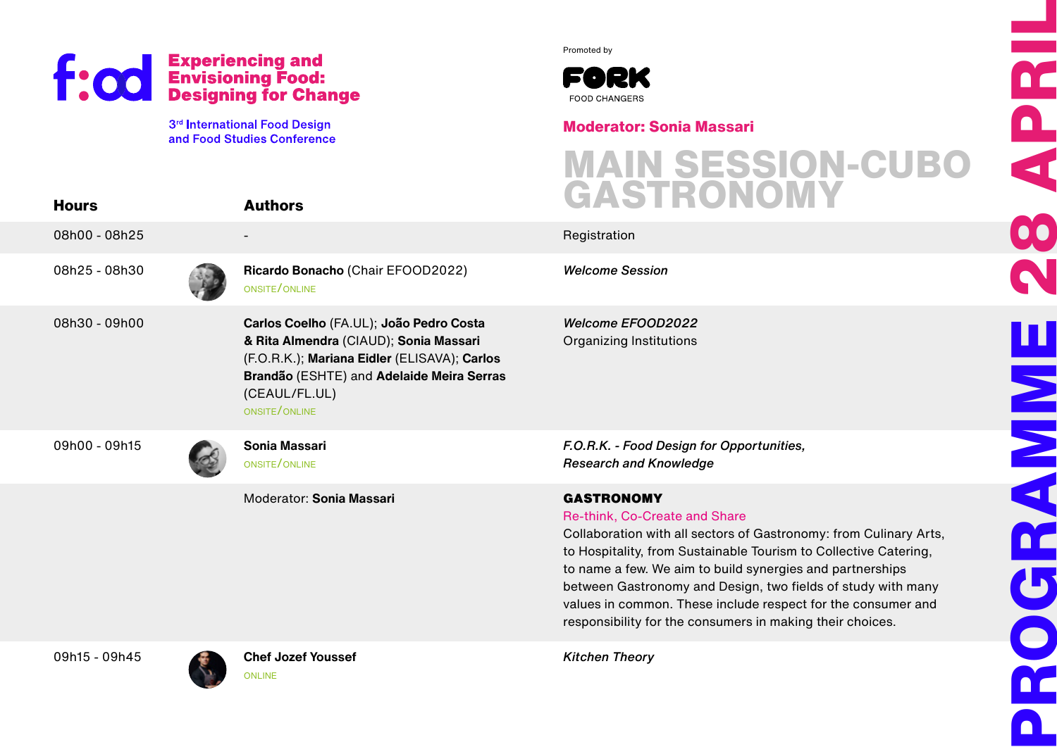# f:od

**Experiencing and Envisioning Food: Designing for Change**

3rd International Food Design and Food Studies Conference

Promoted by

FORK FOOD CHANGERS

**Moderator: Sonia Massari**

# MAIN SESSION-CUBO GASTRONOMY

**PROGRAMME 28 APRIL**

| Hours | Authors | |
|---|---|---|
| 08h00 - 08h25 | - | Registration |
| 08h25 - 08h30 | **Ricardo Bonacho** (Chair EFOOD2022)<br>ONSITE/ONLINE | *Welcome Session* |
| 08h30 - 09h00 | **Carlos Coelho** (FA.UL); **João Pedro Costa & Rita Almendra** (CIAUD); **Sonia Massari** (F.O.R.K.); **Mariana Eidler** (ELISAVA); **Carlos Brandão** (ESHTE) and **Adelaide Meira Serras** (CEAUL/FL.UL)<br>ONSITE/ONLINE | *Welcome EFOOD2022*<br>Organizing Institutions |
| 09h00 - 09h15 | **Sonia Massari**<br>ONSITE/ONLINE | *F.O.R.K. - Food Design for Opportunities, Research and Knowledge* |
| | Moderator: **Sonia Massari** | **GASTRONOMY**<br>Re-think, Co-Create and Share<br>Collaboration with all sectors of Gastronomy: from Culinary Arts, to Hospitality, from Sustainable Tourism to Collective Catering, to name a few. We aim to build synergies and partnerships between Gastronomy and Design, two fields of study with many values in common. These include respect for the consumer and responsibility for the consumers in making their choices. |
| 09h15 - 09h45 | **Chef Jozef Youssef**<br>ONLINE | *Kitchen Theory* |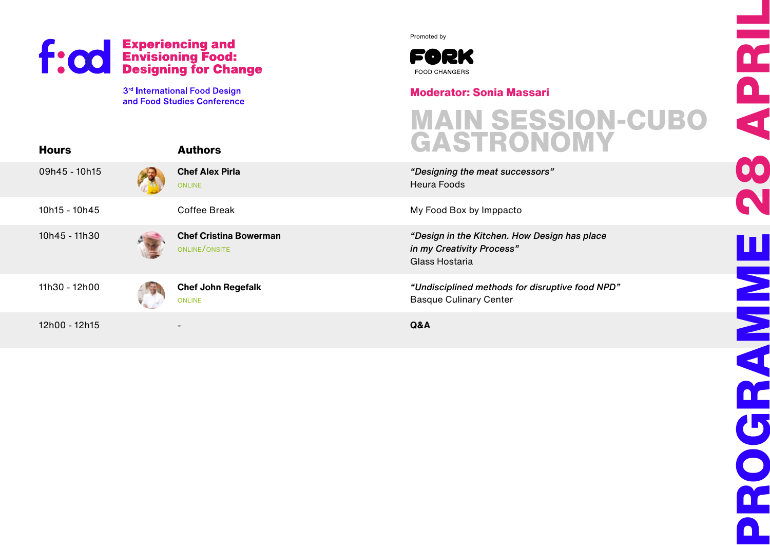# f:od Experiencing and Envisioning Food: Designing for Change

3rd International Food Design and Food Studies Conference

Promoted by

FORK FOOD CHANGERS

**Moderator: Sonia Massari**

## MAIN SESSION-CUBO GASTRONOMY

## PROGRAMME 28 APRIL

| Hours | Authors | |
|---|---|---|
| 09h45 - 10h15 | **Chef Alex Pirla** ONLINE | *"Designing the meat successors"* Heura Foods |
| 10h15 - 10h45 | Coffee Break | My Food Box by Imppacto |
| 10h45 - 11h30 | **Chef Cristina Bowerman** ONLINE/ONSITE | *"Design in the Kitchen. How Design has place in my Creativity Process"* Glass Hostaria |
| 11h30 - 12h00 | **Chef John Regefalk** ONLINE | *"Undisciplined methods for disruptive food NPD"* Basque Culinary Center |
| 12h00 - 12h15 | - | **Q&A** |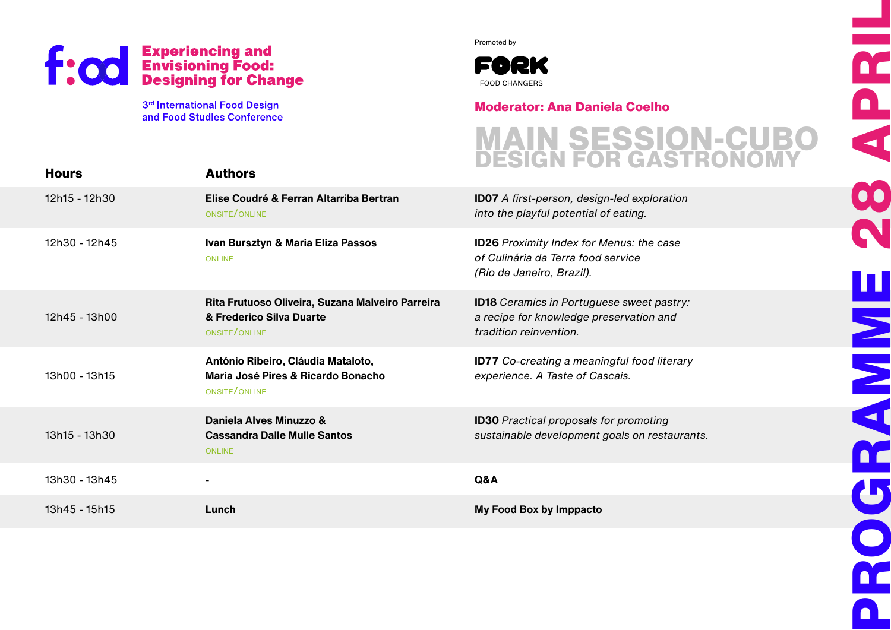# Experiencing and Envisioning Food: Designing for Change

3rd International Food Design and Food Studies Conference

Promoted by FORK FOOD CHANGERS

**Moderator: Ana Daniela Coelho**

## MAIN SESSION-CUBO DESIGN FOR GASTRONOMY

**PROGRAMME 28 APRIL**

| Hours | Authors | |
|---|---|---|
| 12h15 - 12h30 | **Elise Coudré & Ferran Altarriba Bertran** ONSITE/ONLINE | **ID07** *A first-person, design-led exploration into the playful potential of eating.* |
| 12h30 - 12h45 | **Ivan Bursztyn & Maria Eliza Passos** ONLINE | **ID26** *Proximity Index for Menus: the case of Culinária da Terra food service (Rio de Janeiro, Brazil).* |
| 12h45 - 13h00 | **Rita Frutuoso Oliveira, Suzana Malveiro Parreira & Frederico Silva Duarte** ONSITE/ONLINE | **ID18** *Ceramics in Portuguese sweet pastry: a recipe for knowledge preservation and tradition reinvention.* |
| 13h00 - 13h15 | **António Ribeiro, Cláudia Mataloto, Maria José Pires & Ricardo Bonacho** ONSITE/ONLINE | **ID77** *Co-creating a meaningful food literary experience. A Taste of Cascais.* |
| 13h15 - 13h30 | **Daniela Alves Minuzzo & Cassandra Dalle Mulle Santos** ONLINE | **ID30** *Practical proposals for promoting sustainable development goals on restaurants.* |
| 13h30 - 13h45 | - | **Q&A** |
| 13h45 - 15h15 | **Lunch** | **My Food Box by Imppacto** |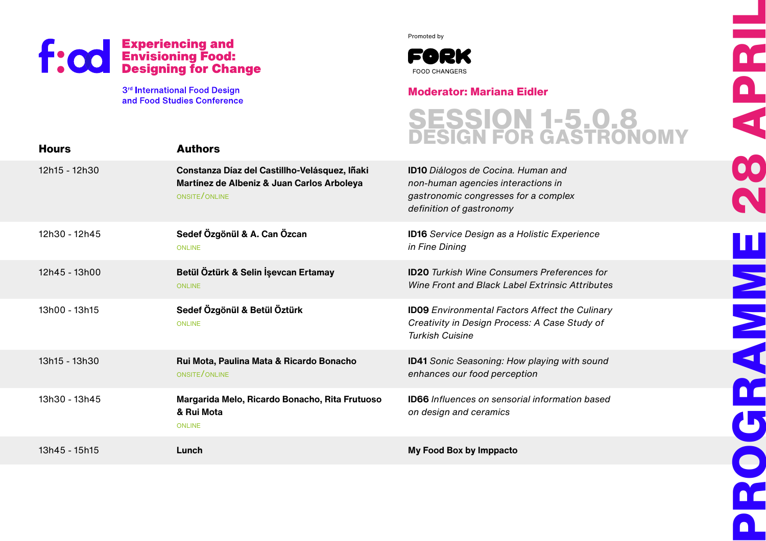# Experiencing and Envisioning Food: Designing for Change

3rd International Food Design and Food Studies Conference

Promoted by FORK FOOD CHANGERS

**Moderator: Mariana Eidler**

## SESSION 1-5.0.8 DESIGN FOR GASTRONOMY

PROGRAMME 28 APRIL

| Hours | Authors | |
|---|---|---|
| 12h15 - 12h30 | **Constanza Díaz del Castillho-Velásquez, Iñaki Martínez de Albeniz & Juan Carlos Arboleya** ONSITE/ONLINE | **ID10** *Diálogos de Cocina. Human and non-human agencies interactions in gastronomic congresses for a complex definition of gastronomy* |
| 12h30 - 12h45 | **Sedef Özgönül & A. Can Özcan** ONLINE | **ID16** *Service Design as a Holistic Experience in Fine Dining* |
| 12h45 - 13h00 | **Betül Öztürk & Selin İşevcan Ertamay** ONLINE | **ID20** *Turkish Wine Consumers Preferences for Wine Front and Black Label Extrinsic Attributes* |
| 13h00 - 13h15 | **Sedef Özgönül & Betül Öztürk** ONLINE | **ID09** *Environmental Factors Affect the Culinary Creativity in Design Process: A Case Study of Turkish Cuisine* |
| 13h15 - 13h30 | **Rui Mota, Paulina Mata & Ricardo Bonacho** ONSITE/ONLINE | **ID41** *Sonic Seasoning: How playing with sound enhances our food perception* |
| 13h30 - 13h45 | **Margarida Melo, Ricardo Bonacho, Rita Frutuoso & Rui Mota** ONLINE | **ID66** *Influences on sensorial information based on design and ceramics* |
| 13h45 - 15h15 | **Lunch** | **My Food Box by Imppacto** |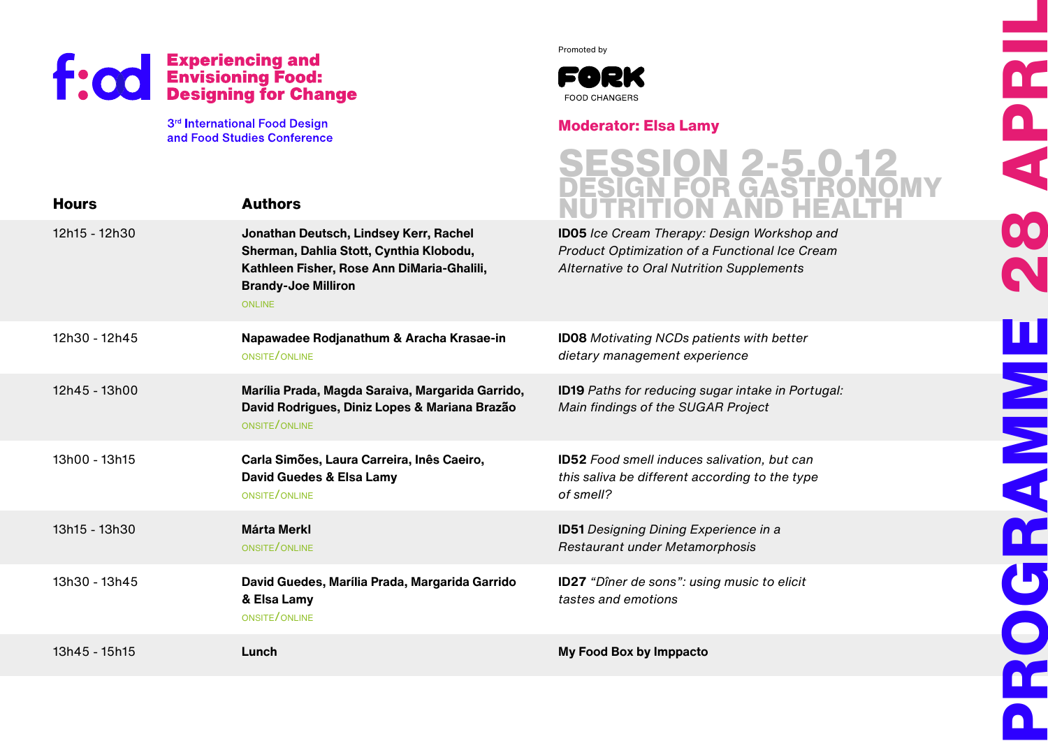# Experiencing and Envisioning Food: Designing for Change

3rd International Food Design and Food Studies Conference

Promoted by FORK FOOD CHANGERS

**Moderator: Elsa Lamy**

## SESSION 2-5.0.12 DESIGN FOR GASTRONOMY NUTRITION AND HEALTH

# PROGRAMME 28 APRIL

| Hours | Authors | |
|---|---|---|
| 12h15 - 12h30 | **Jonathan Deutsch, Lindsey Kerr, Rachel Sherman, Dahlia Stott, Cynthia Klobodu, Kathleen Fisher, Rose Ann DiMaria-Ghalili, Brandy-Joe Milliron** ONLINE | **ID05** *Ice Cream Therapy: Design Workshop and Product Optimization of a Functional Ice Cream Alternative to Oral Nutrition Supplements* |
| 12h30 - 12h45 | **Napawadee Rodjanathum & Aracha Krasae-in** ONSITE/ONLINE | **ID08** *Motivating NCDs patients with better dietary management experience* |
| 12h45 - 13h00 | **Marília Prada, Magda Saraiva, Margarida Garrido, David Rodrigues, Diniz Lopes & Mariana Brazão** ONSITE/ONLINE | **ID19** *Paths for reducing sugar intake in Portugal: Main findings of the SUGAR Project* |
| 13h00 - 13h15 | **Carla Simões, Laura Carreira, Inês Caeiro, David Guedes & Elsa Lamy** ONSITE/ONLINE | **ID52** *Food smell induces salivation, but can this saliva be different according to the type of smell?* |
| 13h15 - 13h30 | **Márta Merkl** ONSITE/ONLINE | **ID51** *Designing Dining Experience in a Restaurant under Metamorphosis* |
| 13h30 - 13h45 | **David Guedes, Marília Prada, Margarida Garrido & Elsa Lamy** ONSITE/ONLINE | **ID27** *"Dîner de sons": using music to elicit tastes and emotions* |
| 13h45 - 15h15 | **Lunch** | **My Food Box by Imppacto** |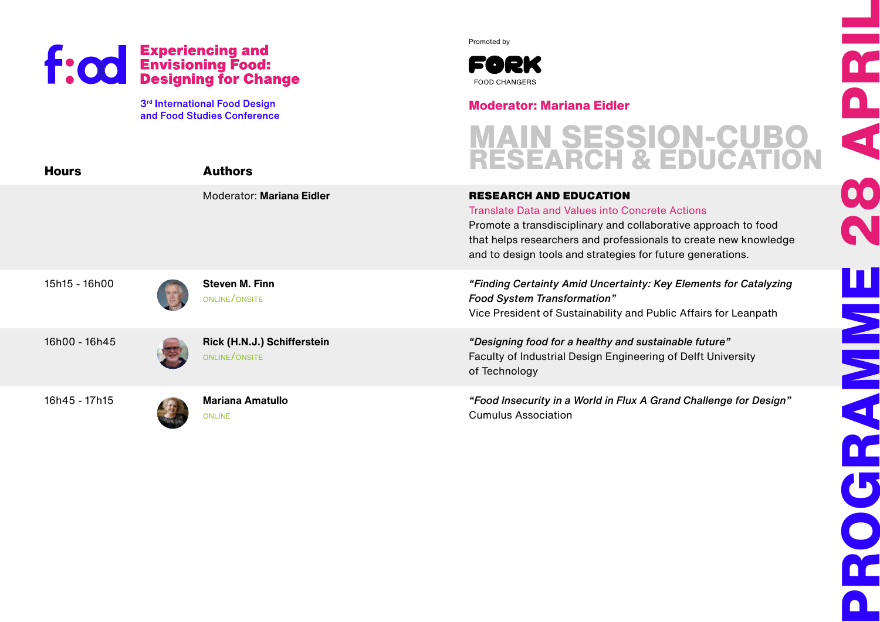# f:od

**Experiencing and Envisioning Food: Designing for Change**

3rd International Food Design and Food Studies Conference

Promoted by

FORK FOOD CHANGERS

**Moderator: Mariana Eidler**

## MAIN SESSION-CUBO RESEARCH & EDUCATION

PROGRAMME 28 APRIL

| Hours | Authors | |
|---|---|---|
| | Moderator: **Mariana Eidler** | **RESEARCH AND EDUCATION**<br>Translate Data and Values into Concrete Actions<br>Promote a transdisciplinary and collaborative approach to food that helps researchers and professionals to create new knowledge and to design tools and strategies for future generations. |
| 15h15 - 16h00 | **Steven M. Finn**<br>ONLINE/ONSITE | *"Finding Certainty Amid Uncertainty: Key Elements for Catalyzing Food System Transformation"*<br>Vice President of Sustainability and Public Affairs for Leanpath |
| 16h00 - 16h45 | **Rick (H.N.J.) Schifferstein**<br>ONLINE/ONSITE | *"Designing food for a healthy and sustainable future"*<br>Faculty of Industrial Design Engineering of Delft University of Technology |
| 16h45 - 17h15 | **Mariana Amatullo**<br>ONLINE | *"Food Insecurity in a World in Flux A Grand Challenge for Design"*<br>Cumulus Association |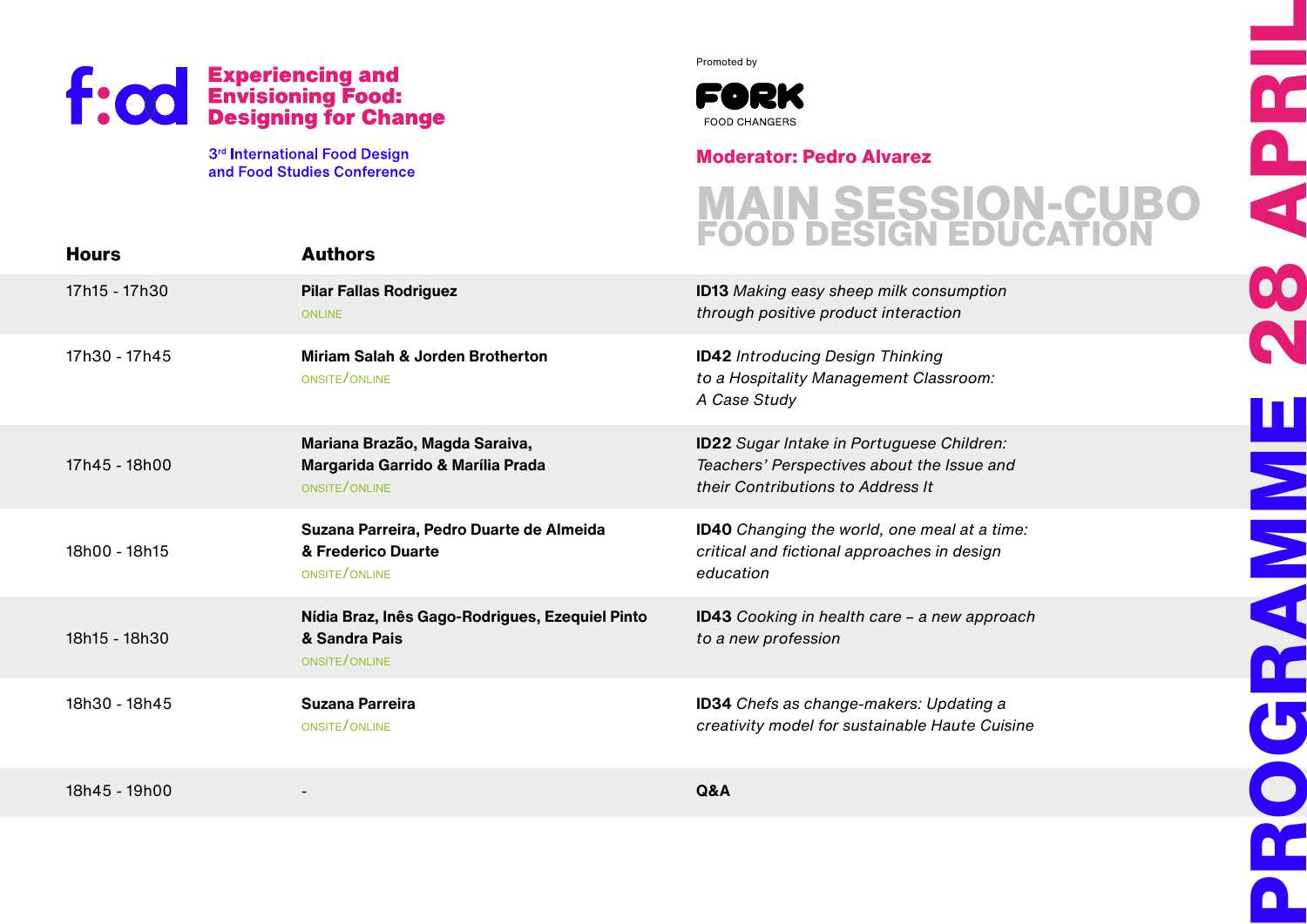# Experiencing and Envisioning Food: Designing for Change

3rd International Food Design and Food Studies Conference

Promoted by FORK FOOD CHANGERS

**Moderator: Pedro Alvarez**

## MAIN SESSION-CUBO
## FOOD DESIGN EDUCATION

PROGRAMME 28 APRIL

| Hours | Authors | |
|---|---|---|
| 17h15 - 17h30 | **Pilar Fallas Rodriguez**<br>ONLINE | **ID13** *Making easy sheep milk consumption through positive product interaction* |
| 17h30 - 17h45 | **Miriam Salah & Jorden Brotherton**<br>ONSITE/ONLINE | **ID42** *Introducing Design Thinking to a Hospitality Management Classroom: A Case Study* |
| 17h45 - 18h00 | **Mariana Brazão, Magda Saraiva, Margarida Garrido & Marília Prada**<br>ONSITE/ONLINE | **ID22** *Sugar Intake in Portuguese Children: Teachers' Perspectives about the Issue and their Contributions to Address It* |
| 18h00 - 18h15 | **Suzana Parreira, Pedro Duarte de Almeida & Frederico Duarte**<br>ONSITE/ONLINE | **ID40** *Changing the world, one meal at a time: critical and fictional approaches in design education* |
| 18h15 - 18h30 | **Nídia Braz, Inês Gago-Rodrigues, Ezequiel Pinto & Sandra Pais**<br>ONSITE/ONLINE | **ID43** *Cooking in health care – a new approach to a new profession* |
| 18h30 - 18h45 | **Suzana Parreira**<br>ONSITE/ONLINE | **ID34** *Chefs as change-makers: Updating a creativity model for sustainable Haute Cuisine* |
| 18h45 - 19h00 | - | **Q&A** |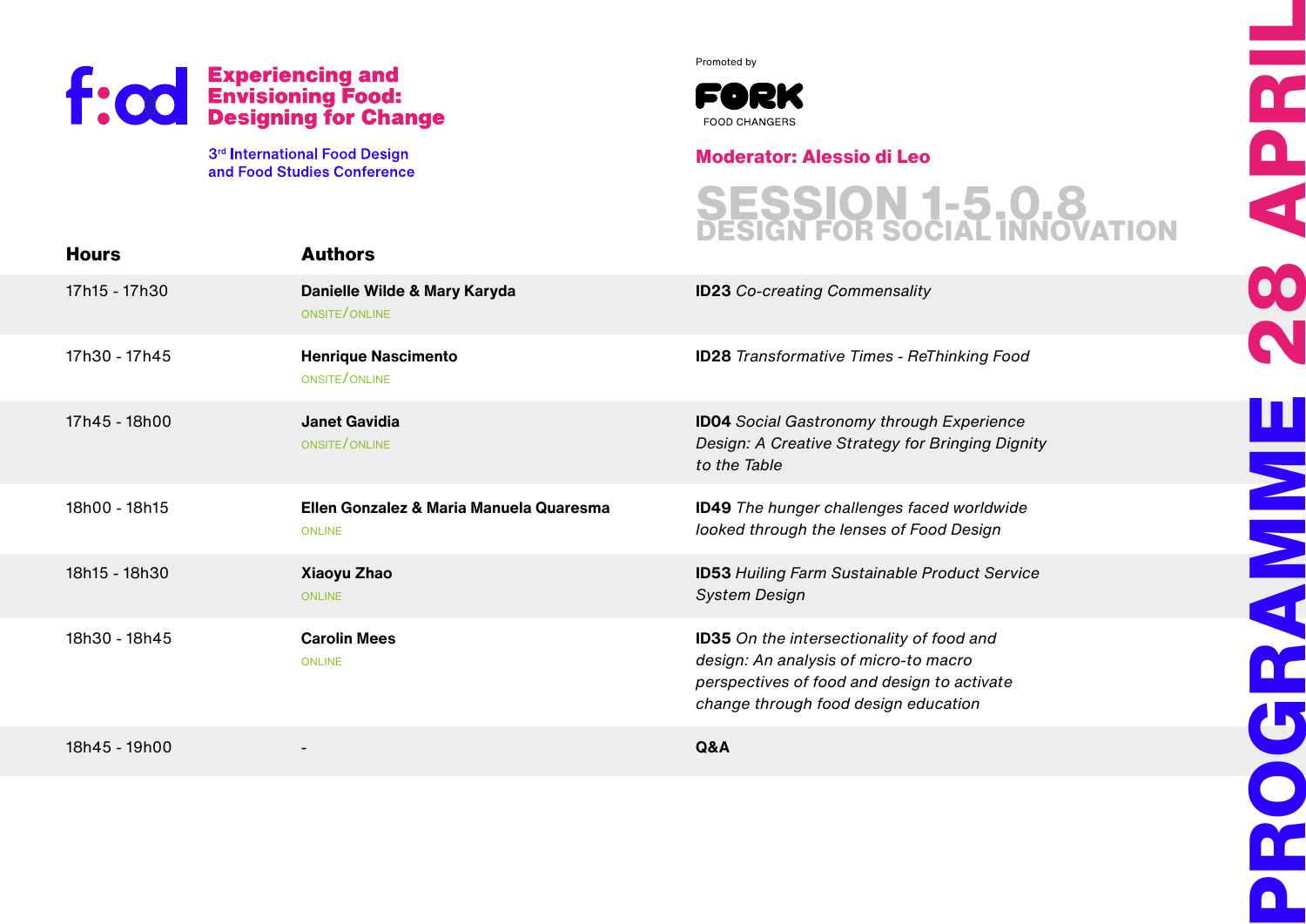# Experiencing and Envisioning Food: Designing for Change

3rd International Food Design and Food Studies Conference

Promoted by FORK FOOD CHANGERS

**Moderator: Alessio di Leo**

## SESSION 1-5.0.8
## DESIGN FOR SOCIAL INNOVATION

PROGRAMME 28 APRIL

| Hours | Authors | |
|---|---|---|
| 17h15 - 17h30 | **Danielle Wilde & Mary Karyda**<br>ONSITE/ONLINE | **ID23** *Co-creating Commensality* |
| 17h30 - 17h45 | **Henrique Nascimento**<br>ONSITE/ONLINE | **ID28** *Transformative Times - ReThinking Food* |
| 17h45 - 18h00 | **Janet Gavidia**<br>ONSITE/ONLINE | **ID04** *Social Gastronomy through Experience Design: A Creative Strategy for Bringing Dignity to the Table* |
| 18h00 - 18h15 | **Ellen Gonzalez & Maria Manuela Quaresma**<br>ONLINE | **ID49** *The hunger challenges faced worldwide looked through the lenses of Food Design* |
| 18h15 - 18h30 | **Xiaoyu Zhao**<br>ONLINE | **ID53** *Huiling Farm Sustainable Product Service System Design* |
| 18h30 - 18h45 | **Carolin Mees**<br>ONLINE | **ID35** *On the intersectionality of food and design: An analysis of micro-to macro perspectives of food and design to activate change through food design education* |
| 18h45 - 19h00 | - | **Q&A** |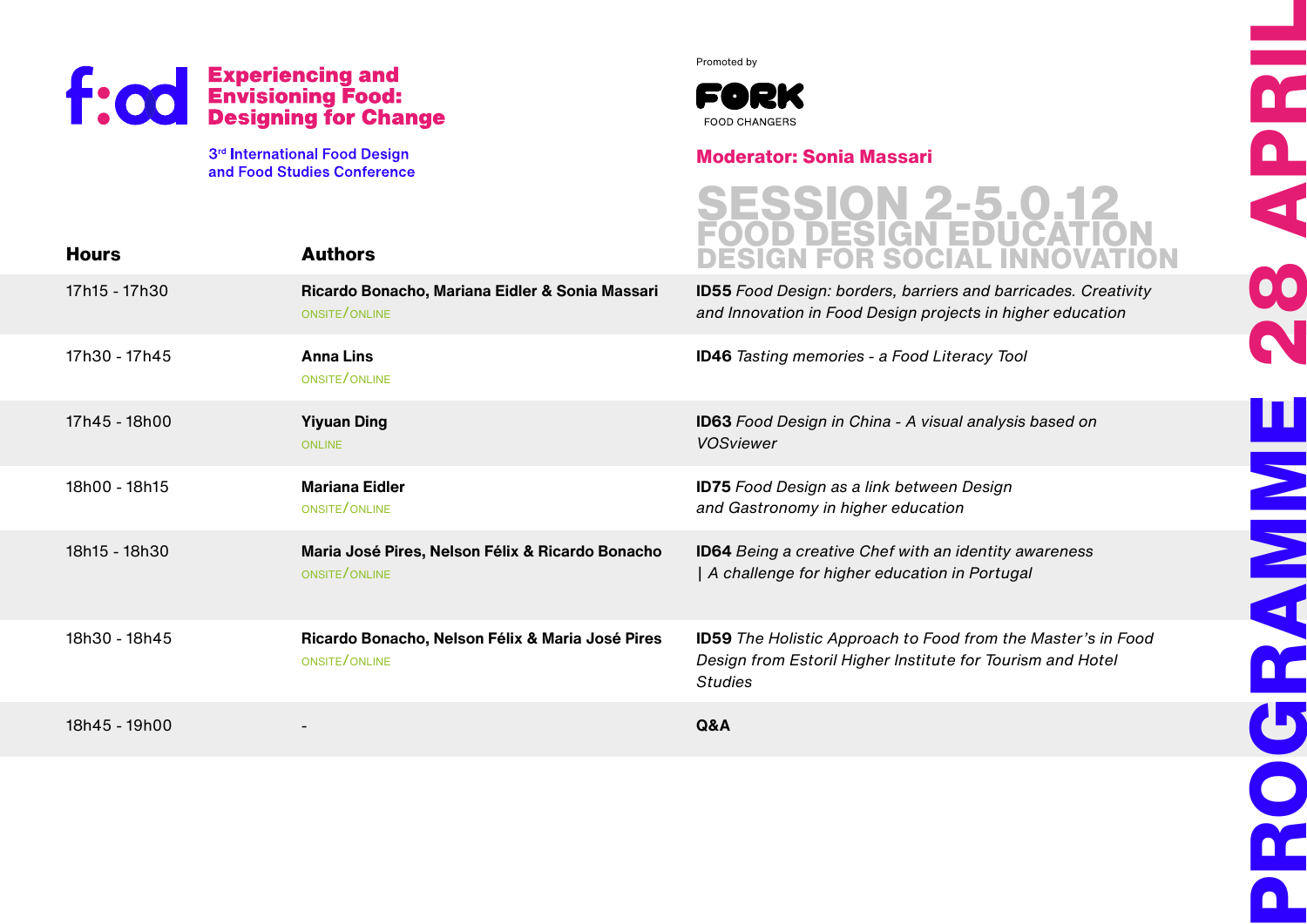# Experiencing and Envisioning Food: Designing for Change

3rd International Food Design and Food Studies Conference

Promoted by

FORK FOOD CHANGERS

**Moderator: Sonia Massari**

## SESSION 2-5.0.12
## FOOD DESIGN EDUCATION
## DESIGN FOR SOCIAL INNOVATION

PROGRAMME 28 APRIL

| Hours | Authors | |
| --- | --- | --- |
| 17h15 - 17h30 | **Ricardo Bonacho, Mariana Eidler & Sonia Massari** ONSITE/ONLINE | **ID55** *Food Design: borders, barriers and barricades. Creativity and Innovation in Food Design projects in higher education* |
| 17h30 - 17h45 | **Anna Lins** ONSITE/ONLINE | **ID46** *Tasting memories - a Food Literacy Tool* |
| 17h45 - 18h00 | **Yiyuan Ding** ONLINE | **ID63** *Food Design in China - A visual analysis based on VOSviewer* |
| 18h00 - 18h15 | **Mariana Eidler** ONSITE/ONLINE | **ID75** *Food Design as a link between Design and Gastronomy in higher education* |
| 18h15 - 18h30 | **Maria José Pires, Nelson Félix & Ricardo Bonacho** ONSITE/ONLINE | **ID64** *Being a creative Chef with an identity awareness \| A challenge for higher education in Portugal* |
| 18h30 - 18h45 | **Ricardo Bonacho, Nelson Félix & Maria José Pires** ONSITE/ONLINE | **ID59** *The Holistic Approach to Food from the Master's in Food Design from Estoril Higher Institute for Tourism and Hotel Studies* |
| 18h45 - 19h00 | - | **Q&A** |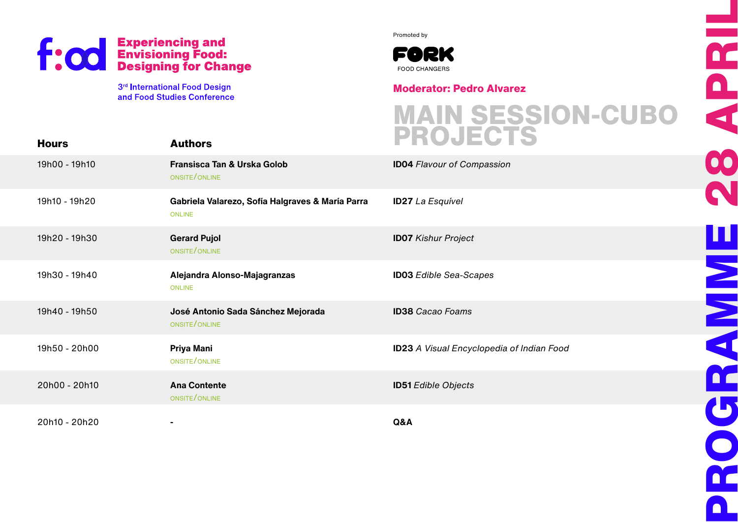f:od

**Experiencing and Envisioning Food: Designing for Change**

3rd International Food Design and Food Studies Conference

Promoted by FORK FOOD CHANGERS

**Moderator: Pedro Alvarez**

# MAIN SESSION-CUBO PROJECTS

# PROGRAMME 28 APRIL

| Hours | Authors | |
|---|---|---|
| 19h00 - 19h10 | **Fransisca Tan & Urska Golob** ONSITE/ONLINE | **ID04** *Flavour of Compassion* |
| 19h10 - 19h20 | **Gabriela Valarezo, Sofía Halgraves & María Parra** ONLINE | **ID27** *La Esquível* |
| 19h20 - 19h30 | **Gerard Pujol** ONSITE/ONLINE | **ID07** *Kishur Project* |
| 19h30 - 19h40 | **Alejandra Alonso-Majagranzas** ONLINE | **ID03** *Edible Sea-Scapes* |
| 19h40 - 19h50 | **José Antonio Sada Sánchez Mejorada** ONSITE/ONLINE | **ID38** *Cacao Foams* |
| 19h50 - 20h00 | **Priya Mani** ONSITE/ONLINE | **ID23** *A Visual Encyclopedia of Indian Food* |
| 20h00 - 20h10 | **Ana Contente** ONSITE/ONLINE | **ID51** *Edible Objects* |
| 20h10 - 20h20 | - | **Q&A** |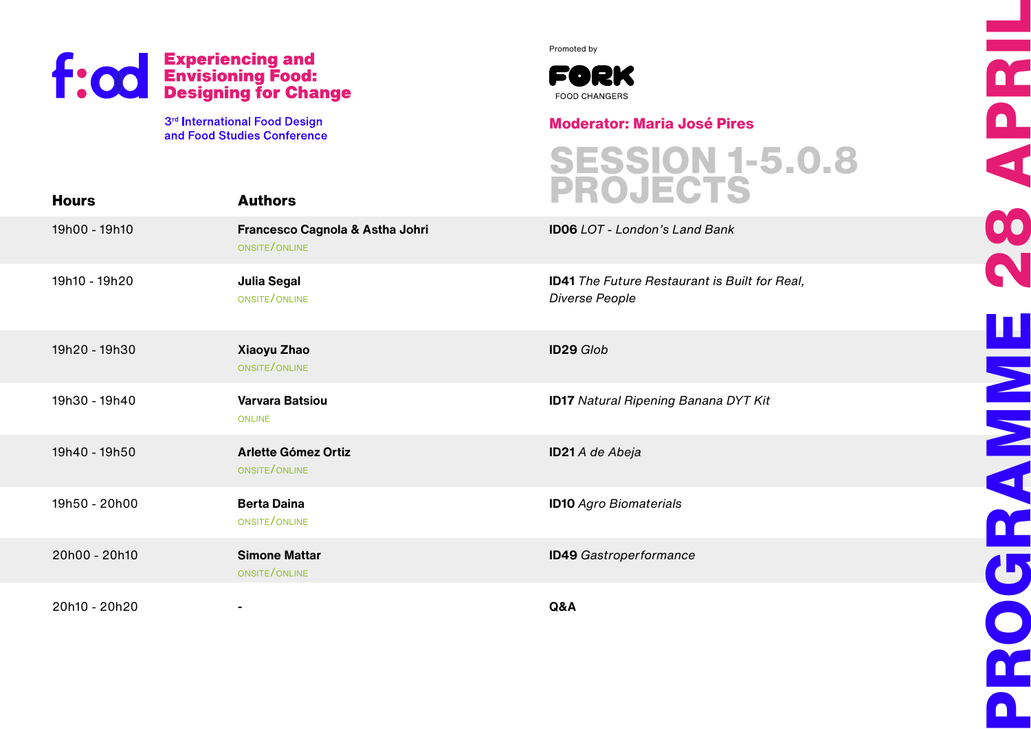**f:od** **Experiencing and Envisioning Food: Designing for Change**

3rd International Food Design and Food Studies Conference

Promoted by

**FORK** FOOD CHANGERS

**Moderator: Maria José Pires**

# SESSION 1-5.0.8 PROJECTS

**PROGRAMME 28 APRIL**

| Hours | Authors | |
|---|---|---|
| 19h00 - 19h10 | **Francesco Cagnola & Astha Johri** ONSITE/ONLINE | **ID06** *LOT - London's Land Bank* |
| 19h10 - 19h20 | **Julia Segal** ONSITE/ONLINE | **ID41** *The Future Restaurant is Built for Real, Diverse People* |
| 19h20 - 19h30 | **Xiaoyu Zhao** ONSITE/ONLINE | **ID29** *Glob* |
| 19h30 - 19h40 | **Varvara Batsiou** ONLINE | **ID17** *Natural Ripening Banana DYT Kit* |
| 19h40 - 19h50 | **Arlette Gómez Ortiz** ONSITE/ONLINE | **ID21** *A de Abeja* |
| 19h50 - 20h00 | **Berta Daina** ONSITE/ONLINE | **ID10** *Agro Biomaterials* |
| 20h00 - 20h10 | **Simone Mattar** ONSITE/ONLINE | **ID49** *Gastroperformance* |
| 20h10 - 20h20 | - | **Q&A** |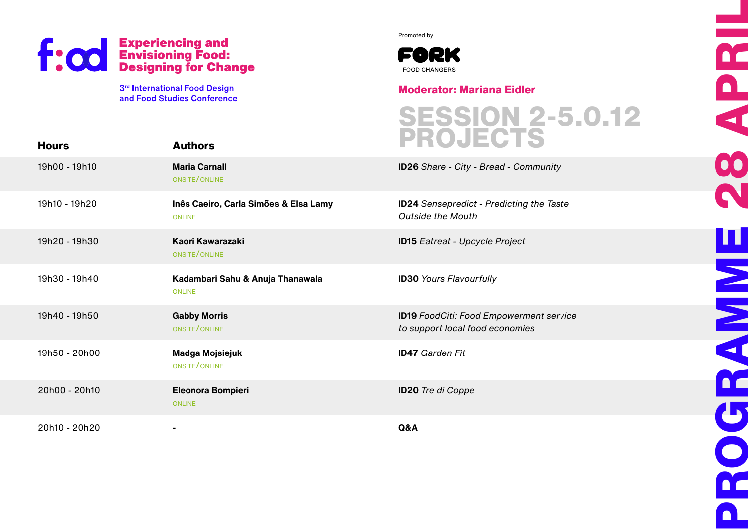# Experiencing and Envisioning Food: Designing for Change

3rd International Food Design and Food Studies Conference

Promoted by FORK FOOD CHANGERS

**Moderator: Mariana Eidler**

## SESSION 2-5.0.12 PROJECTS

PROGRAMME 28 APRIL

| Hours | Authors | |
|---|---|---|
| 19h00 - 19h10 | **Maria Carnall** ONSITE/ONLINE | **ID26** *Share - City - Bread - Community* |
| 19h10 - 19h20 | **Inês Caeiro, Carla Simões & Elsa Lamy** ONLINE | **ID24** *Sensepredict - Predicting the Taste Outside the Mouth* |
| 19h20 - 19h30 | **Kaori Kawarazaki** ONSITE/ONLINE | **ID15** *Eatreat - Upcycle Project* |
| 19h30 - 19h40 | **Kadambari Sahu & Anuja Thanawala** ONLINE | **ID30** *Yours Flavourfully* |
| 19h40 - 19h50 | **Gabby Morris** ONSITE/ONLINE | **ID19** *FoodCiti: Food Empowerment service to support local food economies* |
| 19h50 - 20h00 | **Madga Mojsiejuk** ONSITE/ONLINE | **ID47** *Garden Fit* |
| 20h00 - 20h10 | **Eleonora Bompieri** ONLINE | **ID20** *Tre di Coppe* |
| 20h10 - 20h20 | - | **Q&A** |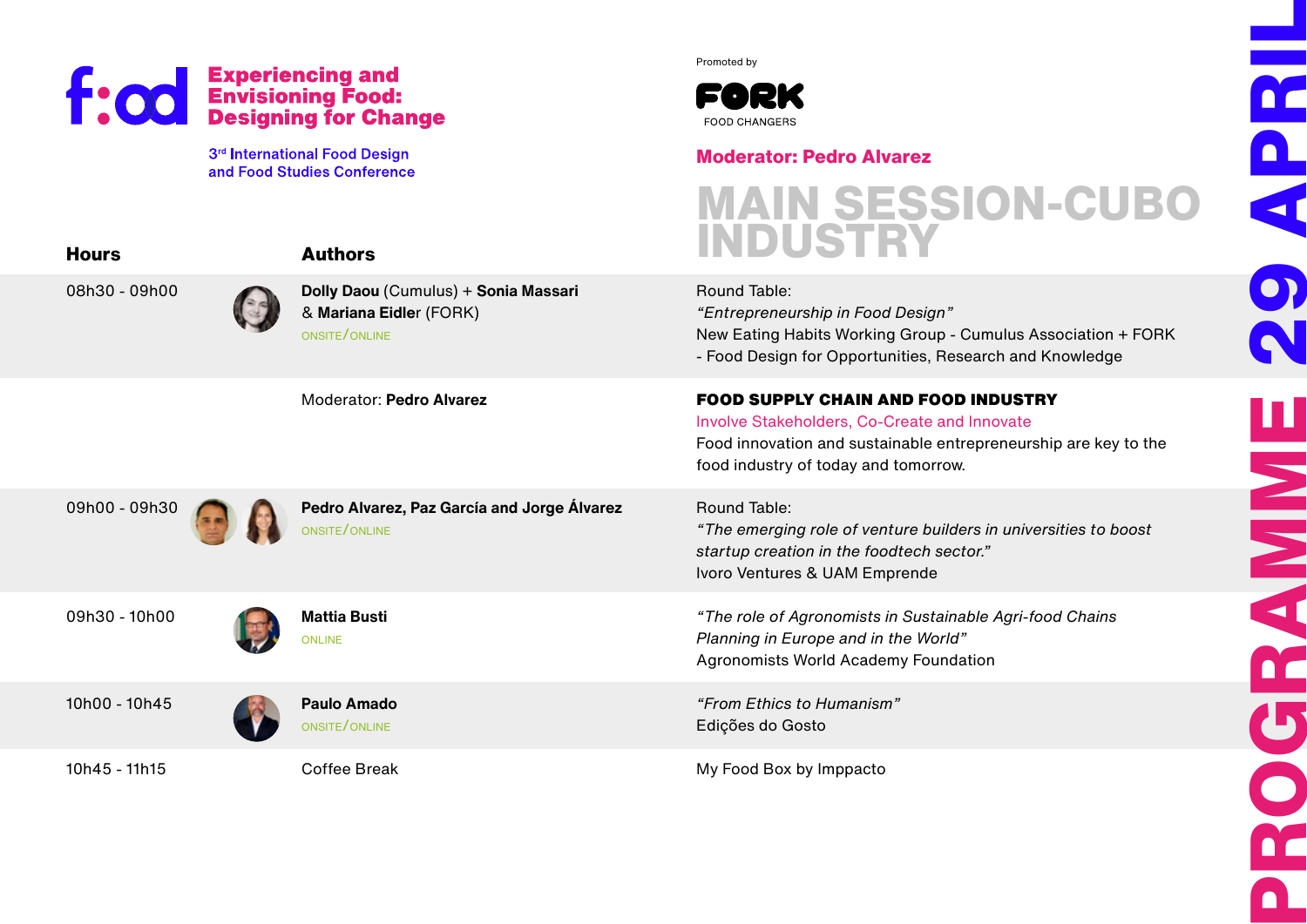# f:od Experiencing and Envisioning Food: Designing for Change

3rd International Food Design and Food Studies Conference

Promoted by FORK FOOD CHANGERS

**Moderator: Pedro Alvarez**

## MAIN SESSION-CUBO INDUSTRY

## PROGRAMME 29 APRIL

| Hours | Authors | |
|---|---|---|
| 08h30 - 09h00 | **Dolly Daou** (Cumulus) + **Sonia Massari** & **Mariana Eidler** (FORK) ONSITE/ONLINE | Round Table: *"Entrepreneurship in Food Design"* New Eating Habits Working Group - Cumulus Association + FORK - Food Design for Opportunities, Research and Knowledge |
| | Moderator: **Pedro Alvarez** | **FOOD SUPPLY CHAIN AND FOOD INDUSTRY** Involve Stakeholders, Co-Create and Innovate Food innovation and sustainable entrepreneurship are key to the food industry of today and tomorrow. |
| 09h00 - 09h30 | **Pedro Alvarez, Paz García and Jorge Álvarez** ONSITE/ONLINE | Round Table: *"The emerging role of venture builders in universities to boost startup creation in the foodtech sector."* Ivoro Ventures & UAM Emprende |
| 09h30 - 10h00 | **Mattia Busti** ONLINE | *"The role of Agronomists in Sustainable Agri-food Chains Planning in Europe and in the World"* Agronomists World Academy Foundation |
| 10h00 - 10h45 | **Paulo Amado** ONSITE/ONLINE | *"From Ethics to Humanism"* Edições do Gosto |
| 10h45 - 11h15 | Coffee Break | My Food Box by Imppacto |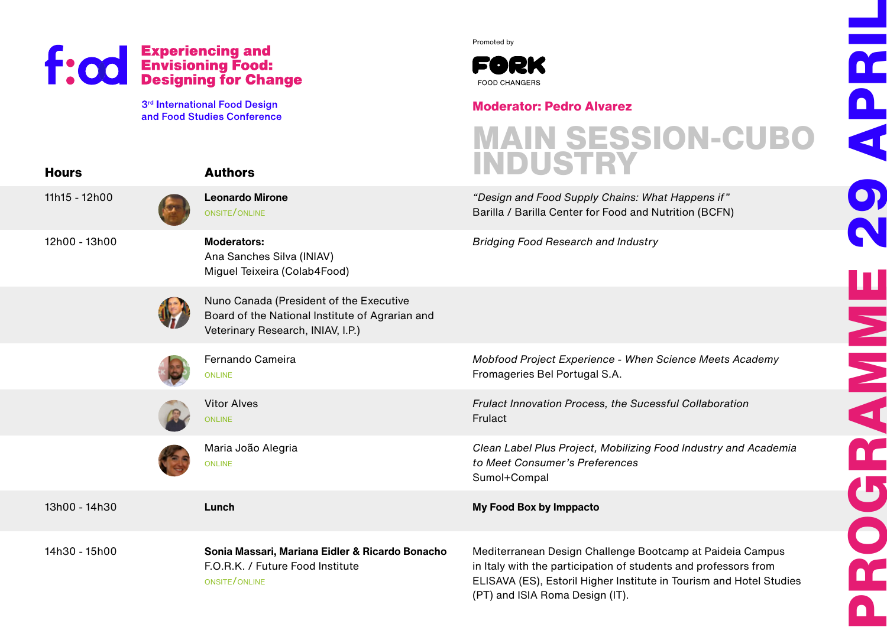# f:od Experiencing and Envisioning Food: Designing for Change

3rd International Food Design and Food Studies Conference

Promoted by

FORK FOOD CHANGERS

**Moderator: Pedro Alvarez**

## MAIN SESSION-CUBO INDUSTRY

## PROGRAMME 29 APRIL

| Hours | Authors | |
|---|---|---|
| 11h15 - 12h00 | **Leonardo Mirone** ONSITE/ONLINE | *"Design and Food Supply Chains: What Happens if"* Barilla / Barilla Center for Food and Nutrition (BCFN) |
| 12h00 - 13h00 | **Moderators:** Ana Sanches Silva (INIAV) Miguel Teixeira (Colab4Food) | *Bridging Food Research and Industry* |
| | Nuno Canada (President of the Executive Board of the National Institute of Agrarian and Veterinary Research, INIAV, I.P.) | |
| | Fernando Cameira ONLINE | *Mobfood Project Experience - When Science Meets Academy* Fromageries Bel Portugal S.A. |
| | Vitor Alves ONLINE | *Frulact Innovation Process, the Sucessful Collaboration* Frulact |
| | Maria João Alegria ONLINE | *Clean Label Plus Project, Mobilizing Food Industry and Academia to Meet Consumer's Preferences* Sumol+Compal |
| 13h00 - 14h30 | **Lunch** | **My Food Box by Imppacto** |
| 14h30 - 15h00 | **Sonia Massari, Mariana Eidler & Ricardo Bonacho** F.O.R.K. / Future Food Institute ONSITE/ONLINE | Mediterranean Design Challenge Bootcamp at Paideia Campus in Italy with the participation of students and professors from ELISAVA (ES), Estoril Higher Institute in Tourism and Hotel Studies (PT) and ISIA Roma Design (IT). |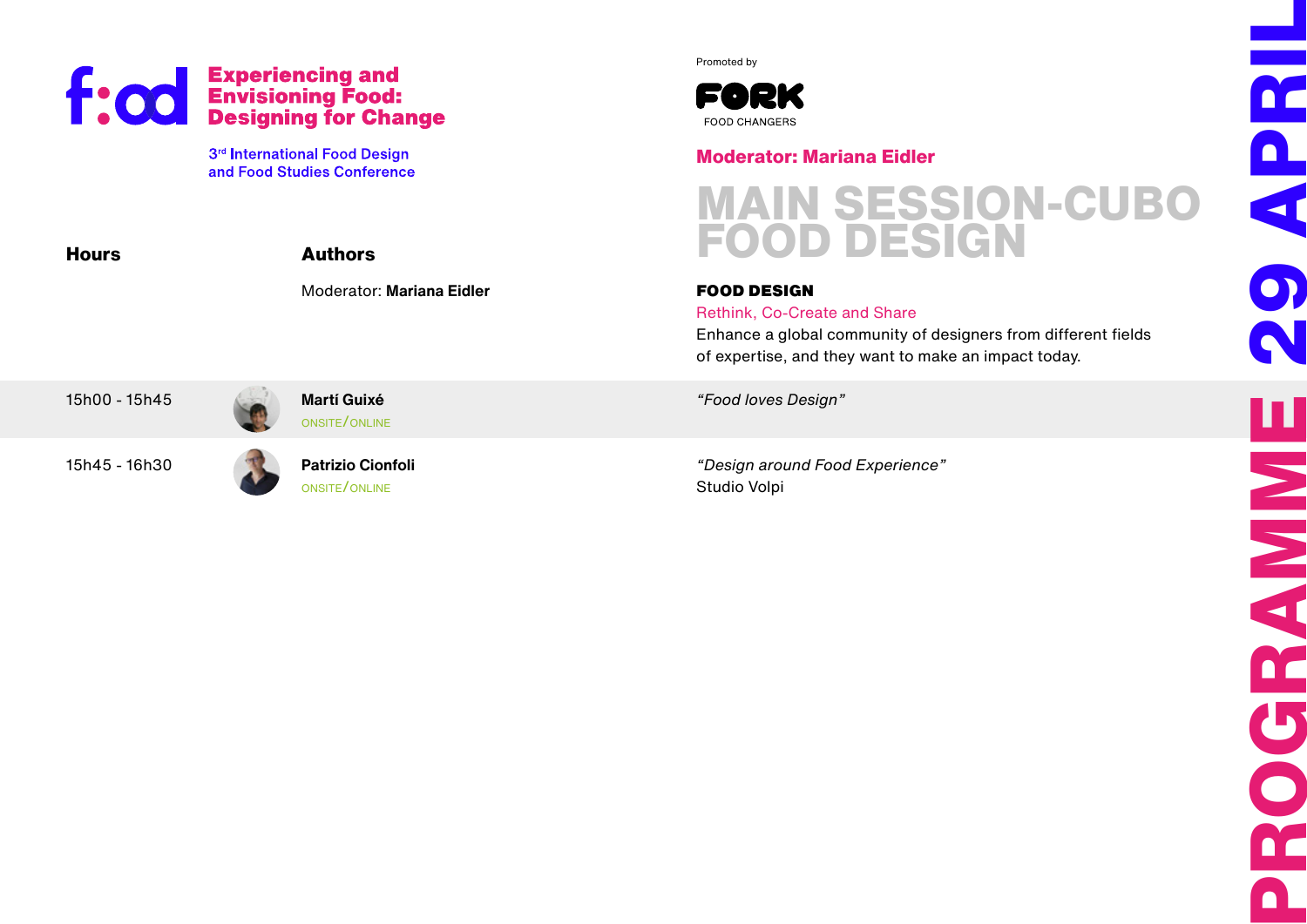# Experiencing and Envisioning Food: Designing for Change

3rd International Food Design and Food Studies Conference

Promoted by

FORK FOOD CHANGERS

**Moderator: Mariana Eidler**

## MAIN SESSION-CUBO FOOD DESIGN

**FOOD DESIGN**

Rethink, Co-Create and Share

Enhance a global community of designers from different fields of expertise, and they want to make an impact today.

PROGRAMME 29 APRIL

| Hours | Authors | |
|---|---|---|
| | Moderator: **Mariana Eidler** | |
| 15h00 - 15h45 | **Martí Guixé** ONSITE/ONLINE | *"Food loves Design"* |
| 15h45 - 16h30 | **Patrizio Cionfoli** ONSITE/ONLINE | *"Design around Food Experience"* Studio Volpi |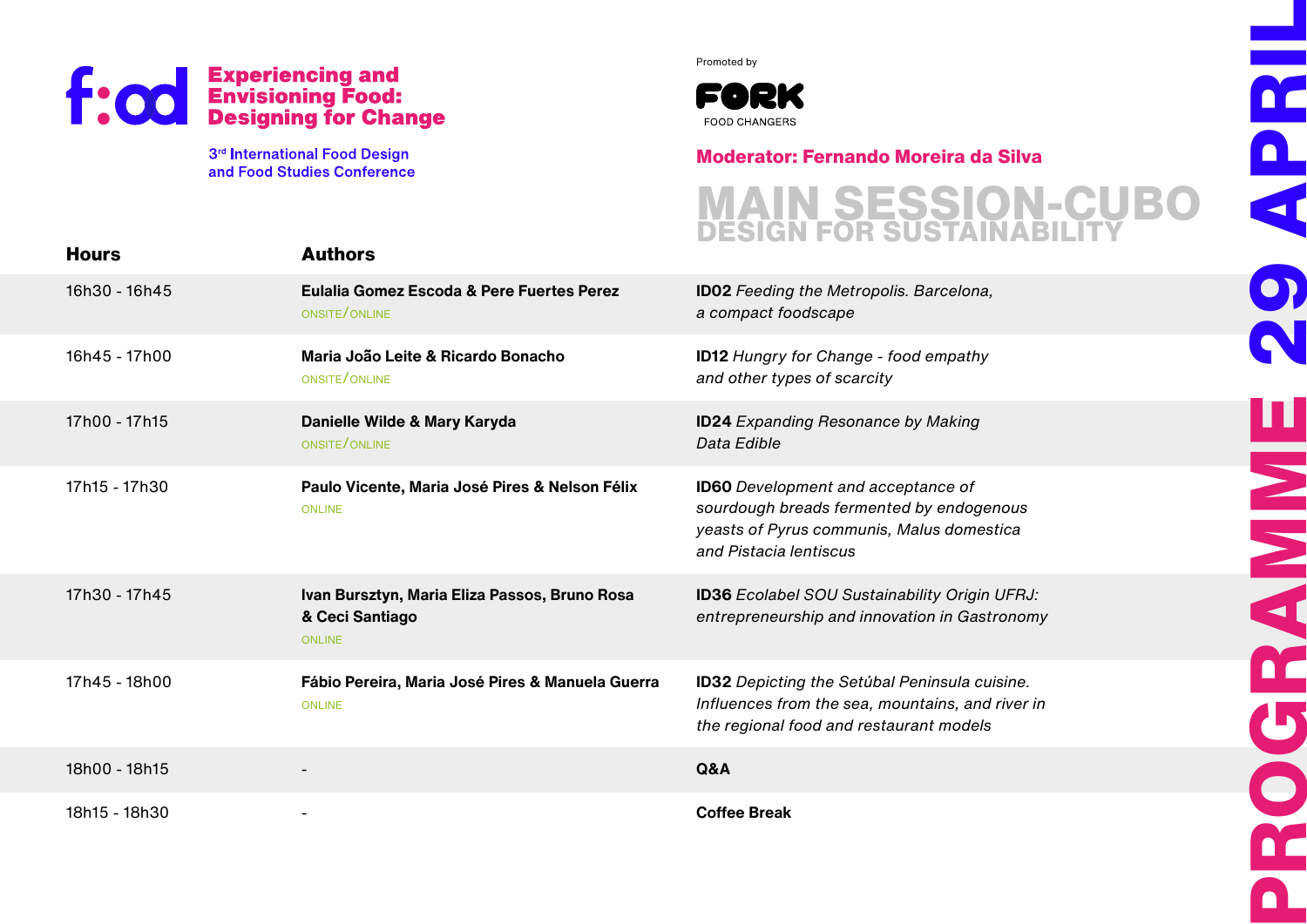# Experiencing and Envisioning Food: Designing for Change

3rd International Food Design and Food Studies Conference

Promoted by

FORK FOOD CHANGERS

**Moderator: Fernando Moreira da Silva**

## MAIN SESSION-CUBO
## DESIGN FOR SUSTAINABILITY

# PROGRAMME 29 APRIL

| Hours | Authors | |
|---|---|---|
| 16h30 - 16h45 | **Eulalia Gomez Escoda & Pere Fuertes Perez** ONSITE/ONLINE | **ID02** *Feeding the Metropolis. Barcelona, a compact foodscape* |
| 16h45 - 17h00 | **Maria João Leite & Ricardo Bonacho** ONSITE/ONLINE | **ID12** *Hungry for Change - food empathy and other types of scarcity* |
| 17h00 - 17h15 | **Danielle Wilde & Mary Karyda** ONSITE/ONLINE | **ID24** *Expanding Resonance by Making Data Edible* |
| 17h15 - 17h30 | **Paulo Vicente, Maria José Pires & Nelson Félix** ONLINE | **ID60** *Development and acceptance of sourdough breads fermented by endogenous yeasts of Pyrus communis, Malus domestica and Pistacia lentiscus* |
| 17h30 - 17h45 | **Ivan Bursztyn, Maria Eliza Passos, Bruno Rosa & Ceci Santiago** ONLINE | **ID36** *Ecolabel SOU Sustainability Origin UFRJ: entrepreneurship and innovation in Gastronomy* |
| 17h45 - 18h00 | **Fábio Pereira, Maria José Pires & Manuela Guerra** ONLINE | **ID32** *Depicting the Setúbal Peninsula cuisine. Influences from the sea, mountains, and river in the regional food and restaurant models* |
| 18h00 - 18h15 | - | **Q&A** |
| 18h15 - 18h30 | - | **Coffee Break** |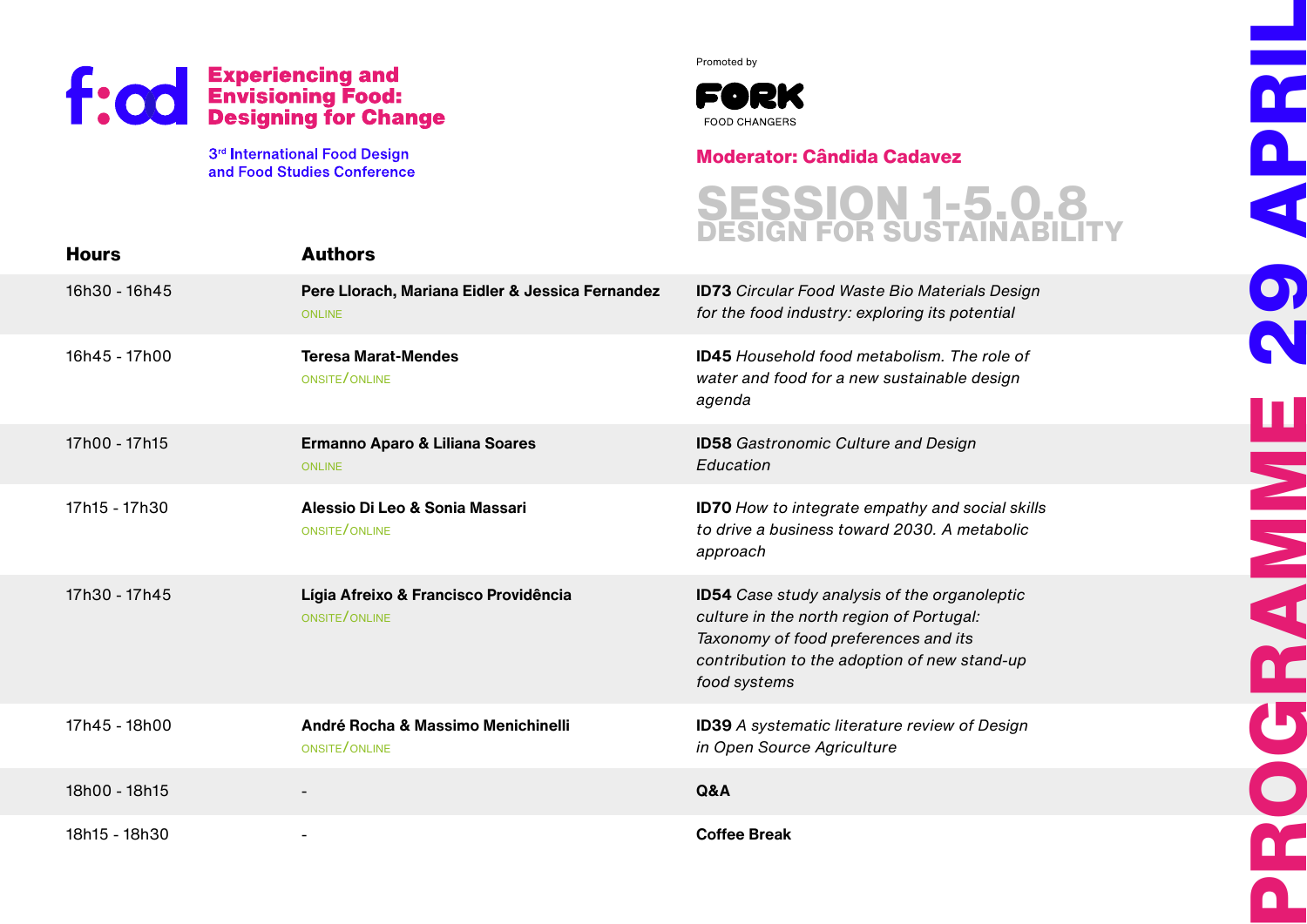**Experiencing and Envisioning Food: Designing for Change**

3rd International Food Design and Food Studies Conference

Promoted by FORK FOOD CHANGERS

**Moderator: Cândida Cadavez**

# SESSION 1-5.0.8
## DESIGN FOR SUSTAINABILITY

| Hours | Authors | |
|---|---|---|
| 16h30 - 16h45 | **Pere Llorach, Mariana Eidler & Jessica Fernandez** ONLINE | **ID73** *Circular Food Waste Bio Materials Design for the food industry: exploring its potential* |
| 16h45 - 17h00 | **Teresa Marat-Mendes** ONSITE/ONLINE | **ID45** *Household food metabolism. The role of water and food for a new sustainable design agenda* |
| 17h00 - 17h15 | **Ermanno Aparo & Liliana Soares** ONLINE | **ID58** *Gastronomic Culture and Design Education* |
| 17h15 - 17h30 | **Alessio Di Leo & Sonia Massari** ONSITE/ONLINE | **ID70** *How to integrate empathy and social skills to drive a business toward 2030. A metabolic approach* |
| 17h30 - 17h45 | **Lígia Afreixo & Francisco Providência** ONSITE/ONLINE | **ID54** *Case study analysis of the organoleptic culture in the north region of Portugal: Taxonomy of food preferences and its contribution to the adoption of new stand-up food systems* |
| 17h45 - 18h00 | **André Rocha & Massimo Menichinelli** ONSITE/ONLINE | **ID39** *A systematic literature review of Design in Open Source Agriculture* |
| 18h00 - 18h15 | - | **Q&A** |
| 18h15 - 18h30 | - | **Coffee Break** |

PROGRAMME 29 APRIL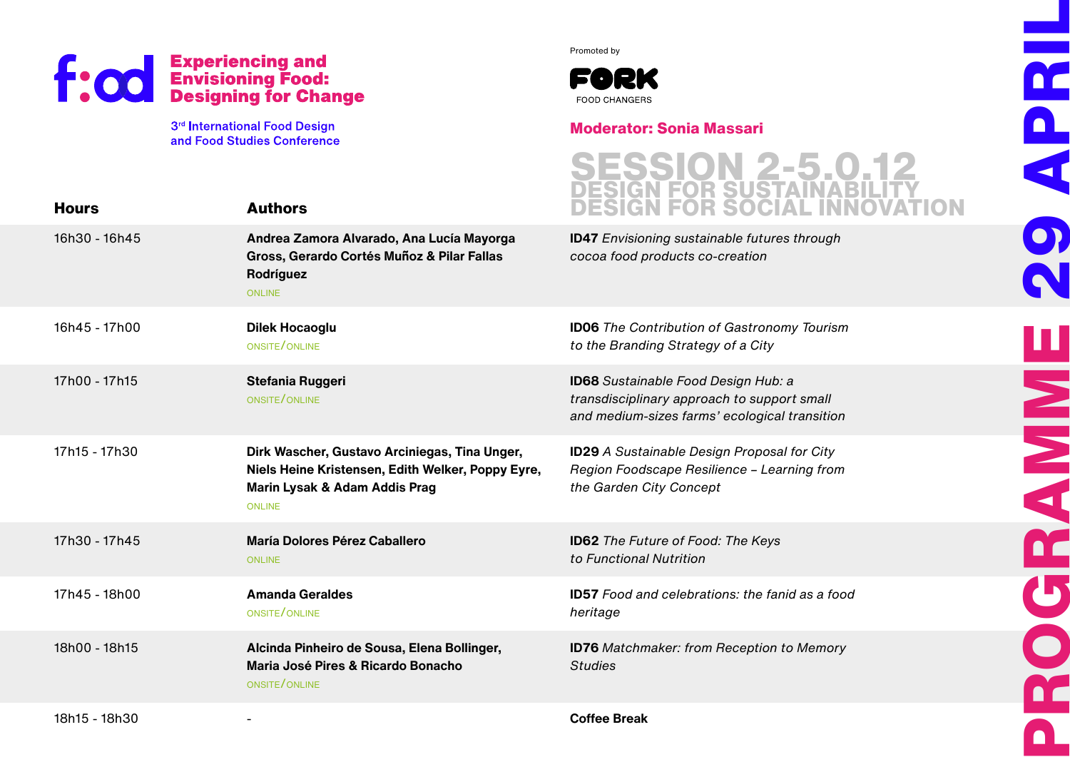# Experiencing and Envisioning Food: Designing for Change

3rd International Food Design and Food Studies Conference

Promoted by FORK FOOD CHANGERS

**Moderator: Sonia Massari**

## SESSION 2-5.0.12
### DESIGN FOR SUSTAINABILITY
### DESIGN FOR SOCIAL INNOVATION

PROGRAMME 29 APRIL

| Hours | Authors | |
|---|---|---|
| 16h30 - 16h45 | **Andrea Zamora Alvarado, Ana Lucía Mayorga Gross, Gerardo Cortés Muñoz & Pilar Fallas Rodríguez** ONLINE | **ID47** *Envisioning sustainable futures through cocoa food products co-creation* |
| 16h45 - 17h00 | **Dilek Hocaoglu** ONSITE/ONLINE | **ID06** *The Contribution of Gastronomy Tourism to the Branding Strategy of a City* |
| 17h00 - 17h15 | **Stefania Ruggeri** ONSITE/ONLINE | **ID68** *Sustainable Food Design Hub: a transdisciplinary approach to support small and medium-sizes farms' ecological transition* |
| 17h15 - 17h30 | **Dirk Wascher, Gustavo Arciniegas, Tina Unger, Niels Heine Kristensen, Edith Welker, Poppy Eyre, Marin Lysak & Adam Addis Prag** ONLINE | **ID29** *A Sustainable Design Proposal for City Region Foodscape Resilience – Learning from the Garden City Concept* |
| 17h30 - 17h45 | **María Dolores Pérez Caballero** ONLINE | **ID62** *The Future of Food: The Keys to Functional Nutrition* |
| 17h45 - 18h00 | **Amanda Geraldes** ONSITE/ONLINE | **ID57** *Food and celebrations: the fanid as a food heritage* |
| 18h00 - 18h15 | **Alcinda Pinheiro de Sousa, Elena Bollinger, Maria José Pires & Ricardo Bonacho** ONSITE/ONLINE | **ID76** *Matchmaker: from Reception to Memory Studies* |
| 18h15 - 18h30 | - | **Coffee Break** |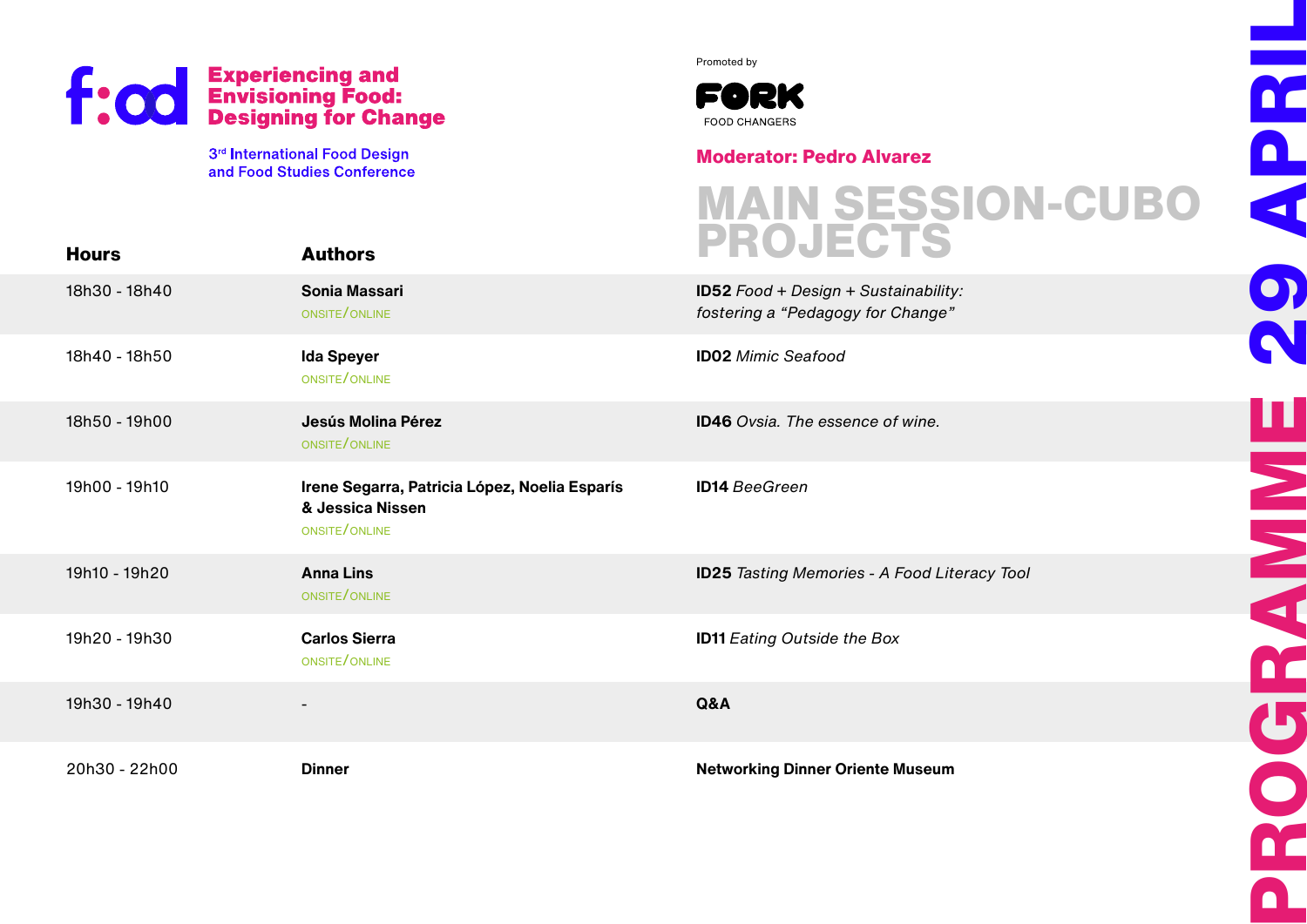**Experiencing and Envisioning Food: Designing for Change**

3rd International Food Design and Food Studies Conference

Promoted by FORK FOOD CHANGERS

**Moderator: Pedro Alvarez**

# MAIN SESSION-CUBO PROJECTS

# PROGRAMME 29 APRIL

| Hours | Authors | |
|---|---|---|
| 18h30 - 18h40 | **Sonia Massari** ONSITE/ONLINE | **ID52** *Food + Design + Sustainability: fostering a "Pedagogy for Change"* |
| 18h40 - 18h50 | **Ida Speyer** ONSITE/ONLINE | **ID02** *Mimic Seafood* |
| 18h50 - 19h00 | **Jesús Molina Pérez** ONSITE/ONLINE | **ID46** *Ovsia. The essence of wine.* |
| 19h00 - 19h10 | **Irene Segarra, Patricia López, Noelia Esparís & Jessica Nissen** ONSITE/ONLINE | **ID14** *BeeGreen* |
| 19h10 - 19h20 | **Anna Lins** ONSITE/ONLINE | **ID25** *Tasting Memories - A Food Literacy Tool* |
| 19h20 - 19h30 | **Carlos Sierra** ONSITE/ONLINE | **ID11** *Eating Outside the Box* |
| 19h30 - 19h40 | - | **Q&A** |
| 20h30 - 22h00 | **Dinner** | **Networking Dinner Oriente Museum** |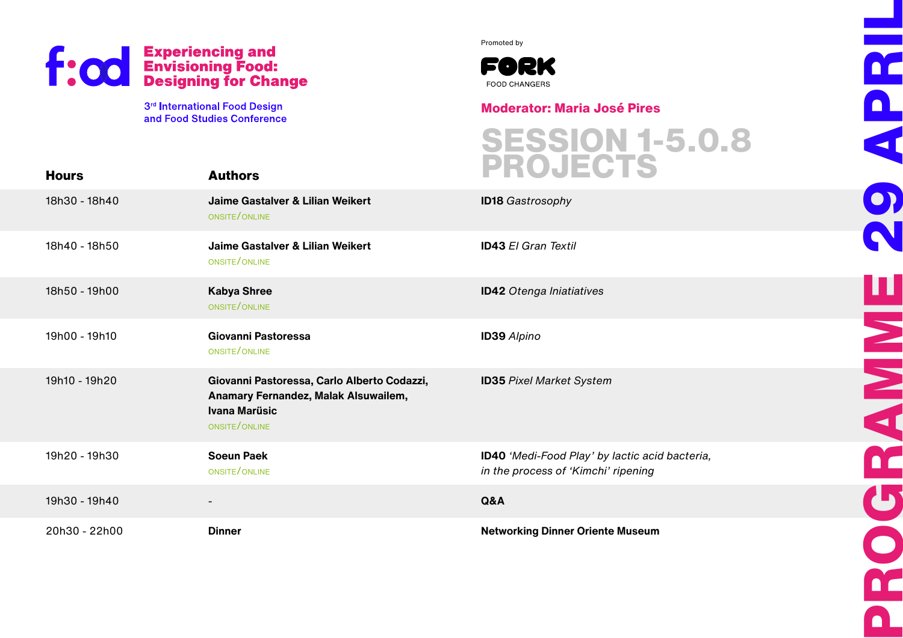# f:od Experiencing and Envisioning Food: Designing for Change

3rd International Food Design and Food Studies Conference

Promoted by FORK FOOD CHANGERS

**Moderator: Maria José Pires**

## SESSION 1-5.0.8 PROJECTS

## PROGRAMME 29 APRIL

| Hours | Authors | |
|---|---|---|
| 18h30 - 18h40 | **Jaime Gastalver & Lilian Weikert** ONSITE/ONLINE | **ID18** *Gastrosophy* |
| 18h40 - 18h50 | **Jaime Gastalver & Lilian Weikert** ONSITE/ONLINE | **ID43** *El Gran Textil* |
| 18h50 - 19h00 | **Kabya Shree** ONSITE/ONLINE | **ID42** *Otenga Iniatiatives* |
| 19h00 - 19h10 | **Giovanni Pastoressa** ONSITE/ONLINE | **ID39** *Alpino* |
| 19h10 - 19h20 | **Giovanni Pastoressa, Carlo Alberto Codazzi, Anamary Fernandez, Malak Alsuwailem, Ivana Marüsic** ONSITE/ONLINE | **ID35** *Pixel Market System* |
| 19h20 - 19h30 | **Soeun Paek** ONSITE/ONLINE | **ID40** *'Medi-Food Play' by lactic acid bacteria, in the process of 'Kimchi' ripening* |
| 19h30 - 19h40 | - | **Q&A** |
| 20h30 - 22h00 | **Dinner** | **Networking Dinner Oriente Museum** |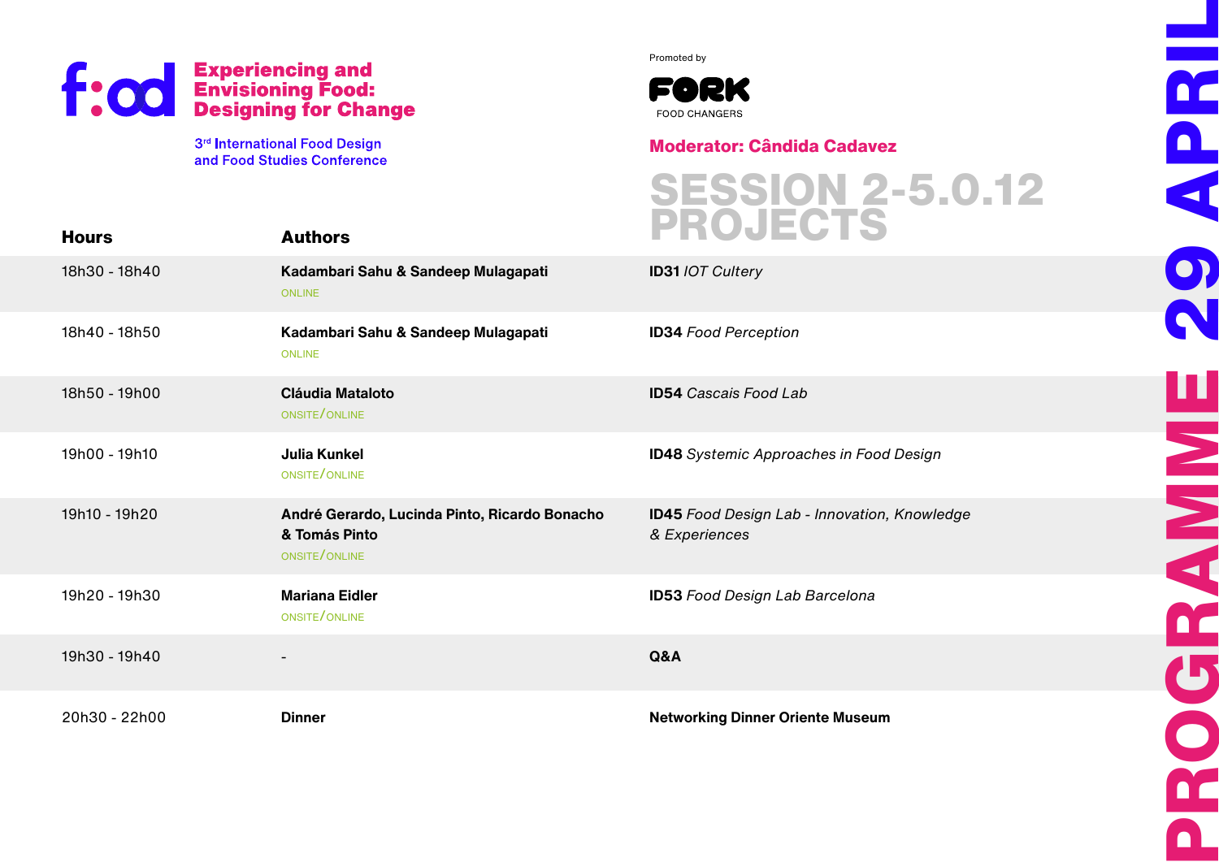# f:od

**Experiencing and Envisioning Food: Designing for Change**

3rd International Food Design and Food Studies Conference

Promoted by

FORK FOOD CHANGERS

**Moderator: Cândida Cadavez**

## SESSION 2-5.0.12 PROJECTS

| Hours | Authors | |
|---|---|---|
| 18h30 - 18h40 | **Kadambari Sahu & Sandeep Mulagapati** ONLINE | **ID31** *IOT Cultery* |
| 18h40 - 18h50 | **Kadambari Sahu & Sandeep Mulagapati** ONLINE | **ID34** *Food Perception* |
| 18h50 - 19h00 | **Cláudia Mataloto** ONSITE/ONLINE | **ID54** *Cascais Food Lab* |
| 19h00 - 19h10 | **Julia Kunkel** ONSITE/ONLINE | **ID48** *Systemic Approaches in Food Design* |
| 19h10 - 19h20 | **André Gerardo, Lucinda Pinto, Ricardo Bonacho & Tomás Pinto** ONSITE/ONLINE | **ID45** *Food Design Lab - Innovation, Knowledge & Experiences* |
| 19h20 - 19h30 | **Mariana Eidler** ONSITE/ONLINE | **ID53** *Food Design Lab Barcelona* |
| 19h30 - 19h40 | - | **Q&A** |
| 20h30 - 22h00 | **Dinner** | **Networking Dinner Oriente Museum** |

PROGRAMME 29 APRIL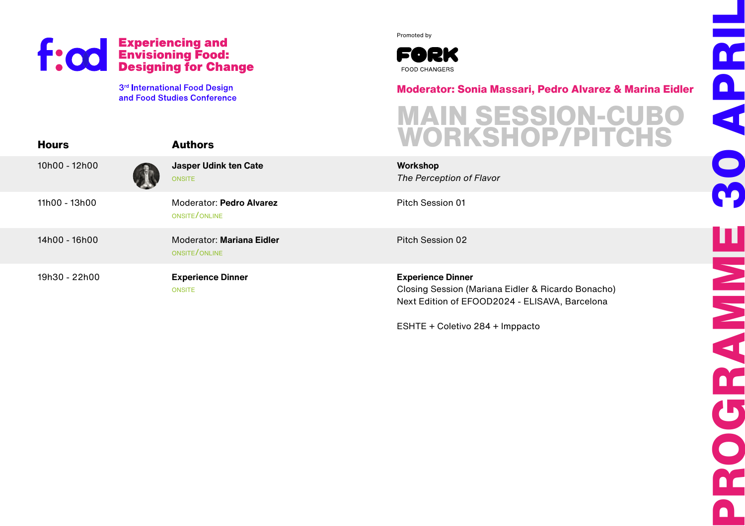# Experiencing and Envisioning Food: Designing for Change

3rd International Food Design and Food Studies Conference

Promoted by FORK FOOD CHANGERS

**Moderator: Sonia Massari, Pedro Alvarez & Marina Eidler**

## MAIN SESSION-CUBO WORKSHOP/PITCHS

# PROGRAMME 30 APRIL

| Hours | Authors | |
|---|---|---|
| 10h00 - 12h00 | **Jasper Udink ten Cate**<br>ONSITE | **Workshop**<br>*The Perception of Flavor* |
| 11h00 - 13h00 | Moderator: **Pedro Alvarez**<br>ONSITE/ONLINE | Pitch Session 01 |
| 14h00 - 16h00 | Moderator: **Mariana Eidler**<br>ONSITE/ONLINE | Pitch Session 02 |
| 19h30 - 22h00 | **Experience Dinner**<br>ONSITE | **Experience Dinner**<br>Closing Session (Mariana Eidler & Ricardo Bonacho)<br>Next Edition of EFOOD2024 - ELISAVA, Barcelona<br><br>ESHTE + Coletivo 284 + Imppacto |